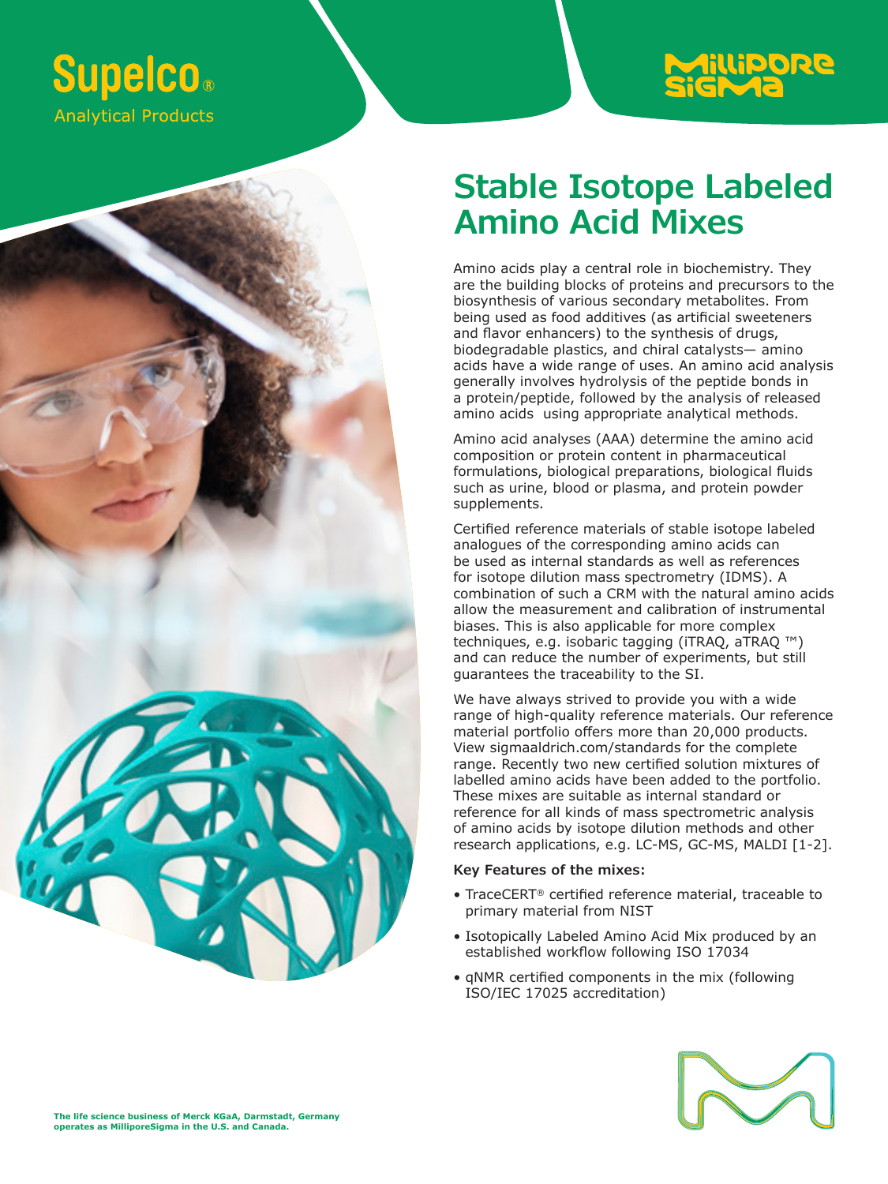Supelco®
Analytical Products

# Stable Isotope Labeled Amino Acid Mixes

Amino acids play a central role in biochemistry. They are the building blocks of proteins and precursors to the biosynthesis of various secondary metabolites. From being used as food additives (as artificial sweeteners and flavor enhancers) to the synthesis of drugs, biodegradable plastics, and chiral catalysts— amino acids have a wide range of uses. An amino acid analysis generally involves hydrolysis of the peptide bonds in a protein/peptide, followed by the analysis of released amino acids using appropriate analytical methods.

Amino acid analyses (AAA) determine the amino acid composition or protein content in pharmaceutical formulations, biological preparations, biological fluids such as urine, blood or plasma, and protein powder supplements.

Certified reference materials of stable isotope labeled analogues of the corresponding amino acids can be used as internal standards as well as references for isotope dilution mass spectrometry (IDMS). A combination of such a CRM with the natural amino acids allow the measurement and calibration of instrumental biases. This is also applicable for more complex techniques, e.g. isobaric tagging (iTRAQ, aTRAQ ™) and can reduce the number of experiments, but still guarantees the traceability to the SI.

We have always strived to provide you with a wide range of high-quality reference materials. Our reference material portfolio offers more than 20,000 products. View sigmaaldrich.com/standards for the complete range. Recently two new certified solution mixtures of labelled amino acids have been added to the portfolio. These mixes are suitable as internal standard or reference for all kinds of mass spectrometric analysis of amino acids by isotope dilution methods and other research applications, e.g. LC-MS, GC-MS, MALDI [1-2].

**Key Features of the mixes:**

- TraceCERT® certified reference material, traceable to primary material from NIST
- Isotopically Labeled Amino Acid Mix produced by an established workflow following ISO 17034
- qNMR certified components in the mix (following ISO/IEC 17025 accreditation)

**The life science business of Merck KGaA, Darmstadt, Germany operates as MilliporeSigma in the U.S. and Canada.**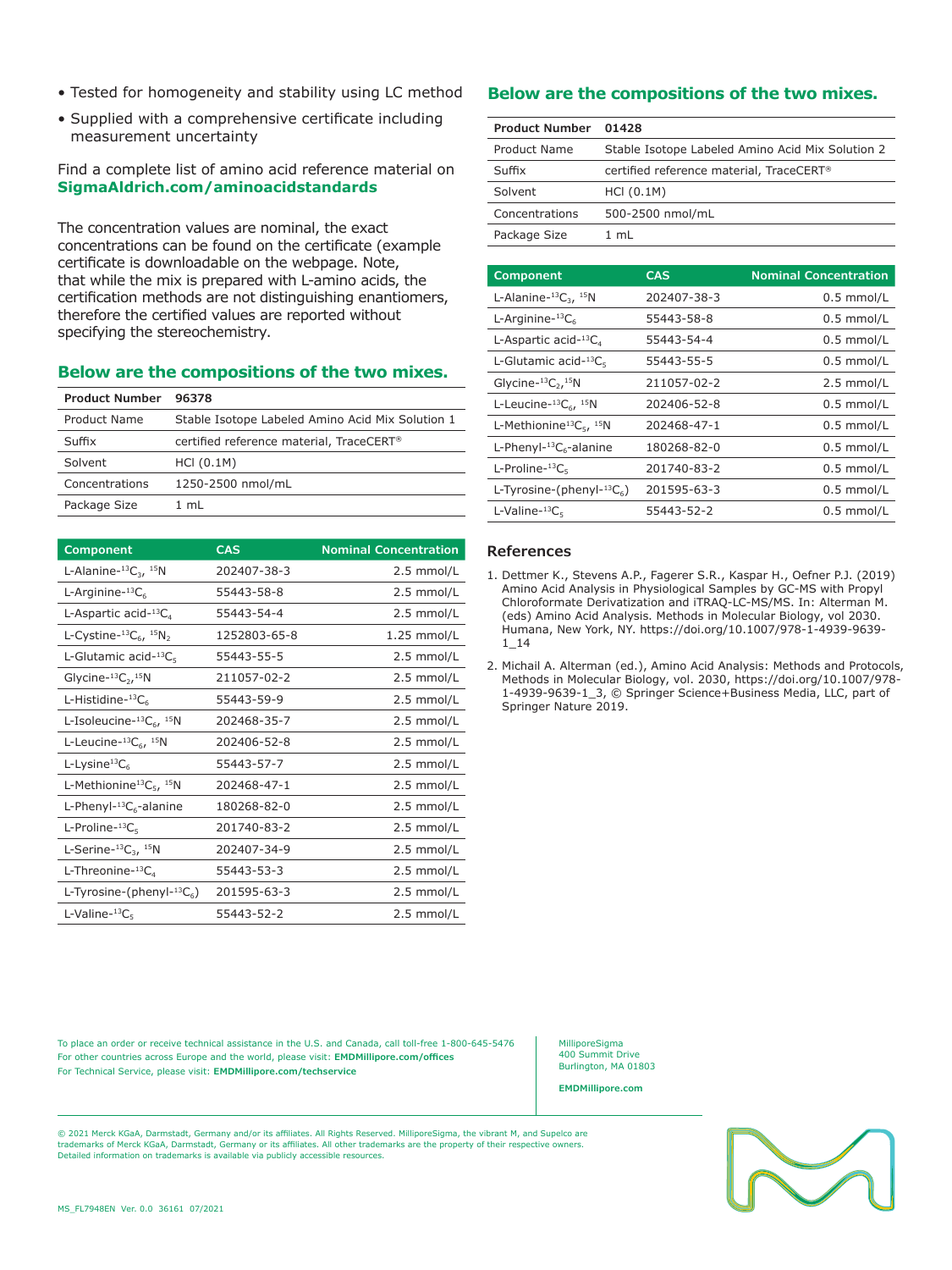- Tested for homogeneity and stability using LC method
- Supplied with a comprehensive certificate including measurement uncertainty

Find a complete list of amino acid reference material on **SigmaAldrich.com/aminoacidstandards**

The concentration values are nominal, the exact concentrations can be found on the certificate (example certificate is downloadable on the webpage. Note, that while the mix is prepared with L-amino acids, the certification methods are not distinguishing enantiomers, therefore the certified values are reported without specifying the stereochemistry.

## Below are the compositions of the two mixes.

| Product Number | 96378 |
|---|---|
| Product Name | Stable Isotope Labeled Amino Acid Mix Solution 1 |
| Suffix | certified reference material, TraceCERT® |
| Solvent | HCl (0.1M) |
| Concentrations | 1250-2500 nmol/mL |
| Package Size | 1 mL |

| Component | CAS | Nominal Concentration |
|---|---|---|
| L-Alanine-$^{13}C_3$, $^{15}N$ | 202407-38-3 | 2.5 mmol/L |
| L-Arginine-$^{13}C_6$ | 55443-58-8 | 2.5 mmol/L |
| L-Aspartic acid-$^{13}C_4$ | 55443-54-4 | 2.5 mmol/L |
| L-Cystine-$^{13}C_6$, $^{15}N_2$ | 1252803-65-8 | 1.25 mmol/L |
| L-Glutamic acid-$^{13}C_5$ | 55443-55-5 | 2.5 mmol/L |
| Glycine-$^{13}C_2$,$^{15}N$ | 211057-02-2 | 2.5 mmol/L |
| L-Histidine-$^{13}C_6$ | 55443-59-9 | 2.5 mmol/L |
| L-Isoleucine-$^{13}C_6$, $^{15}N$ | 202468-35-7 | 2.5 mmol/L |
| L-Leucine-$^{13}C_6$, $^{15}N$ | 202406-52-8 | 2.5 mmol/L |
| L-Lysine$^{13}C_6$ | 55443-57-7 | 2.5 mmol/L |
| L-Methionine$^{13}C_5$, $^{15}N$ | 202468-47-1 | 2.5 mmol/L |
| L-Phenyl-$^{13}C_6$-alanine | 180268-82-0 | 2.5 mmol/L |
| L-Proline-$^{13}C_5$ | 201740-83-2 | 2.5 mmol/L |
| L-Serine-$^{13}C_3$, $^{15}N$ | 202407-34-9 | 2.5 mmol/L |
| L-Threonine-$^{13}C_4$ | 55443-53-3 | 2.5 mmol/L |
| L-Tyrosine-(phenyl-$^{13}C_6$) | 201595-63-3 | 2.5 mmol/L |
| L-Valine-$^{13}C_5$ | 55443-52-2 | 2.5 mmol/L |

## Below are the compositions of the two mixes.

| Product Number | 01428 |
|---|---|
| Product Name | Stable Isotope Labeled Amino Acid Mix Solution 2 |
| Suffix | certified reference material, TraceCERT® |
| Solvent | HCl (0.1M) |
| Concentrations | 500-2500 nmol/mL |
| Package Size | 1 mL |

| Component | CAS | Nominal Concentration |
|---|---|---|
| L-Alanine-$^{13}C_3$, $^{15}N$ | 202407-38-3 | 0.5 mmol/L |
| L-Arginine-$^{13}C_6$ | 55443-58-8 | 0.5 mmol/L |
| L-Aspartic acid-$^{13}C_4$ | 55443-54-4 | 0.5 mmol/L |
| L-Glutamic acid-$^{13}C_5$ | 55443-55-5 | 0.5 mmol/L |
| Glycine-$^{13}C_2$,$^{15}N$ | 211057-02-2 | 2.5 mmol/L |
| L-Leucine-$^{13}C_6$, $^{15}N$ | 202406-52-8 | 0.5 mmol/L |
| L-Methionine$^{13}C_5$, $^{15}N$ | 202468-47-1 | 0.5 mmol/L |
| L-Phenyl-$^{13}C_6$-alanine | 180268-82-0 | 0.5 mmol/L |
| L-Proline-$^{13}C_5$ | 201740-83-2 | 0.5 mmol/L |
| L-Tyrosine-(phenyl-$^{13}C_6$) | 201595-63-3 | 0.5 mmol/L |
| L-Valine-$^{13}C_5$ | 55443-52-2 | 0.5 mmol/L |

## References

1. Dettmer K., Stevens A.P., Fagerer S.R., Kaspar H., Oefner P.J. (2019) Amino Acid Analysis in Physiological Samples by GC-MS with Propyl Chloroformate Derivatization and iTRAQ-LC-MS/MS. In: Alterman M. (eds) Amino Acid Analysis. Methods in Molecular Biology, vol 2030. Humana, New York, NY. https://doi.org/10.1007/978-1-4939-9639-1_14
2. Michail A. Alterman (ed.), Amino Acid Analysis: Methods and Protocols, Methods in Molecular Biology, vol. 2030, https://doi.org/10.1007/978-1-4939-9639-1_3, © Springer Science+Business Media, LLC, part of Springer Nature 2019.

To place an order or receive technical assistance in the U.S. and Canada, call toll-free 1-800-645-5476
For other countries across Europe and the world, please visit: **EMDMillipore.com/offices**
For Technical Service, please visit: **EMDMillipore.com/techservice**

MilliporeSigma
400 Summit Drive
Burlington, MA 01803

**EMDMillipore.com**

© 2021 Merck KGaA, Darmstadt, Germany and/or its affiliates. All Rights Reserved. MilliporeSigma, the vibrant M, and Supelco are trademarks of Merck KGaA, Darmstadt, Germany or its affiliates. All other trademarks are the property of their respective owners. Detailed information on trademarks is available via publicly accessible resources.

MS_FL7948EN Ver. 0.0 36161 07/2021